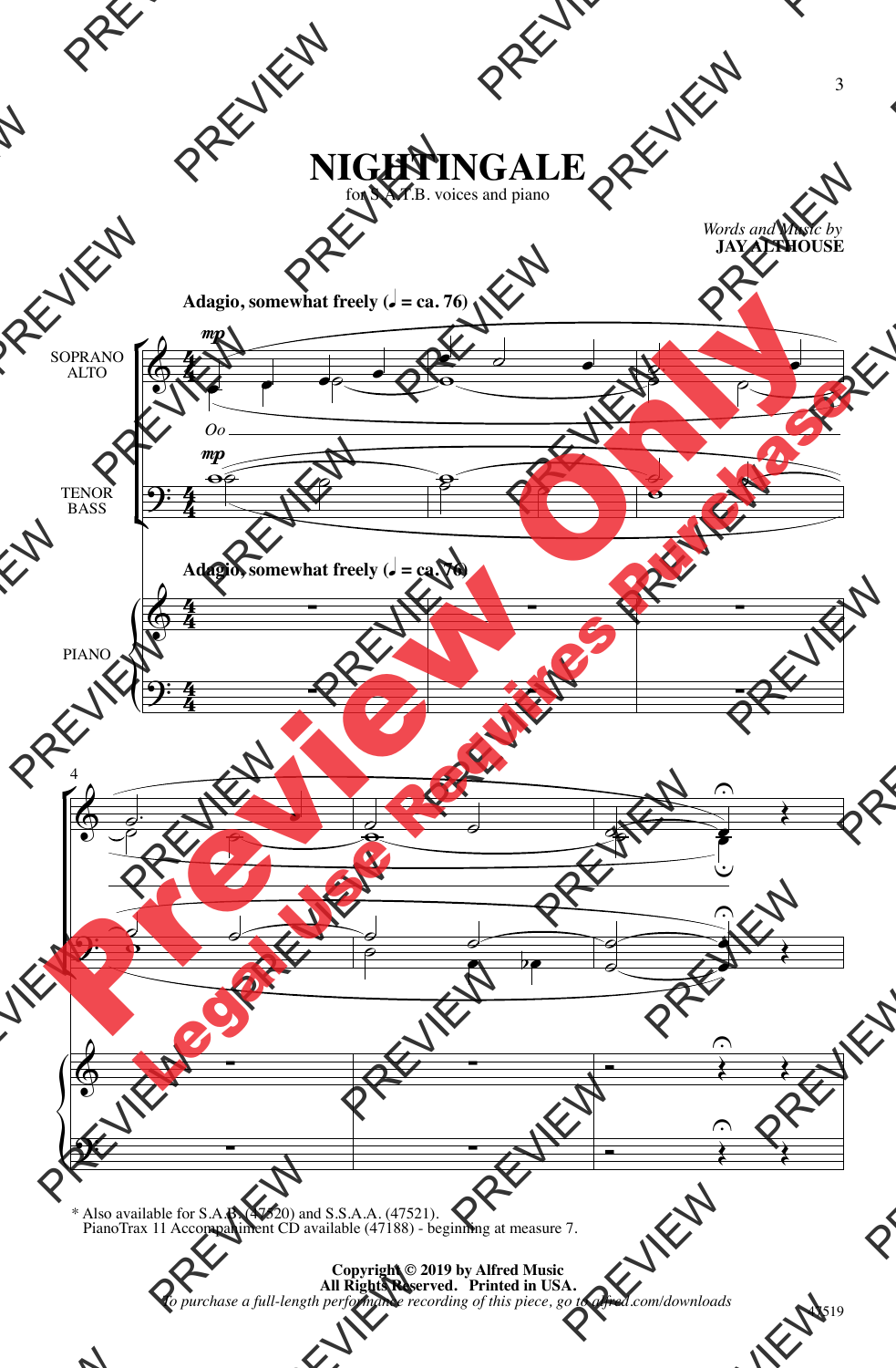# NIGHTINGALE

for S.A.T.B. voices and piano

*Words and Music by*
**JAY ALTHOUSE**

**Adagio, somewhat freely (♩ = ca. 76)**

SOPRANO ALTO

*mp*

*Oo*

TENOR BASS

*mp*

PIANO

\* Also available for S.A.B. (47520) and S.S.A.A. (47521).
PianoTrax 11 Accompaniment CD available (47188) - beginning at measure 7.

**Copyright © 2019 by Alfred Music**
**All Rights Reserved. Printed in USA.**
*To purchase a full-length performance recording of this piece, go to alfred.com/downloads*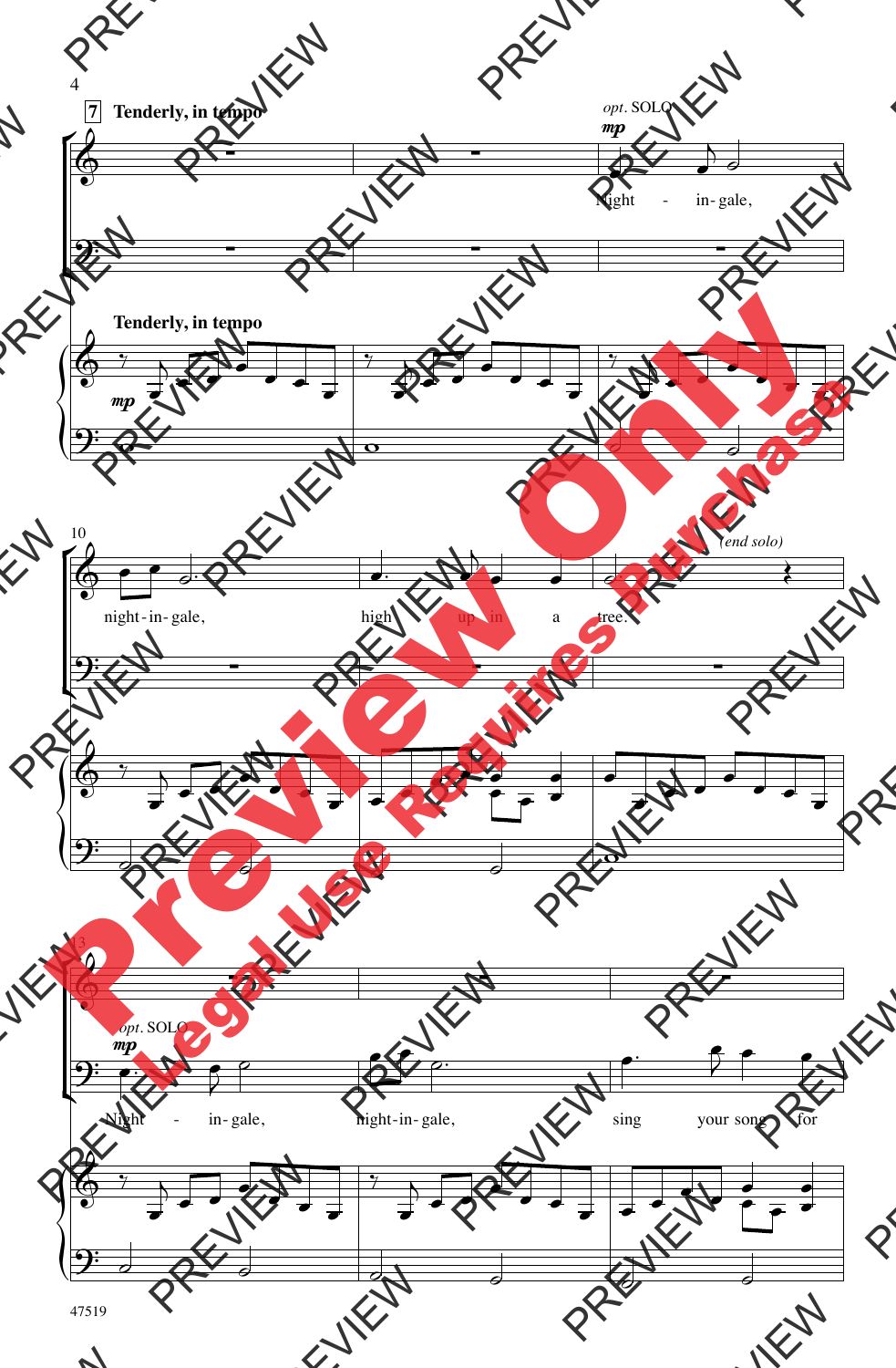**7** **Tenderly, in tempo**

*opt.* SOLO *mp*

Night - in-gale,

**Tenderly, in tempo**

*mp*

10

night-in-gale, high up in a tree.

*(end solo)*

13

*opt.* SOLO *mp*

Night - in-gale, night-in-gale, sing your song for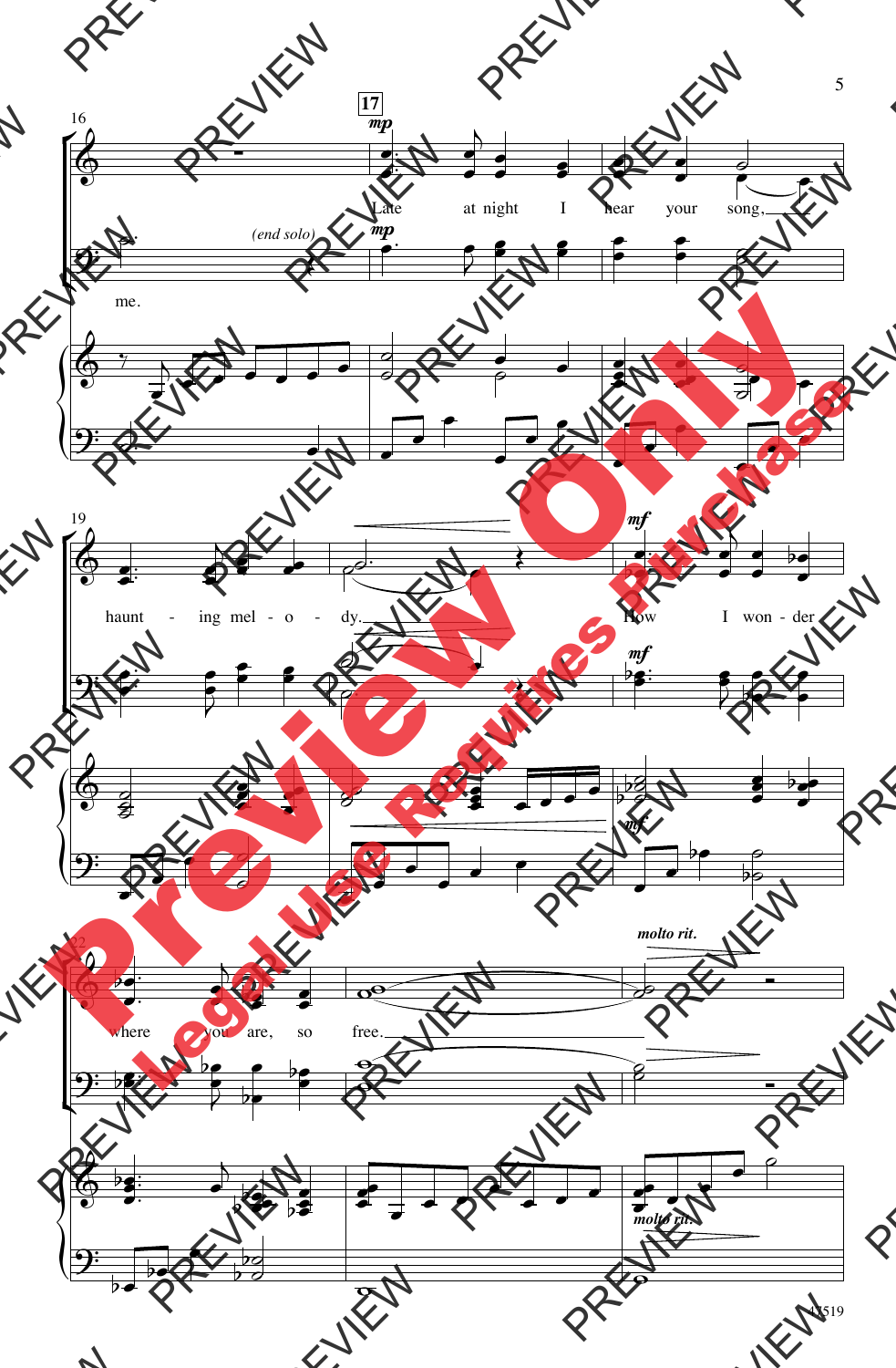**17**

*mp*

me. *(end solo)*

Late at night I hear your song, haunt - ing mel - o - dy.

*mf*

How I won - der where you are, so free.

*molto rit.*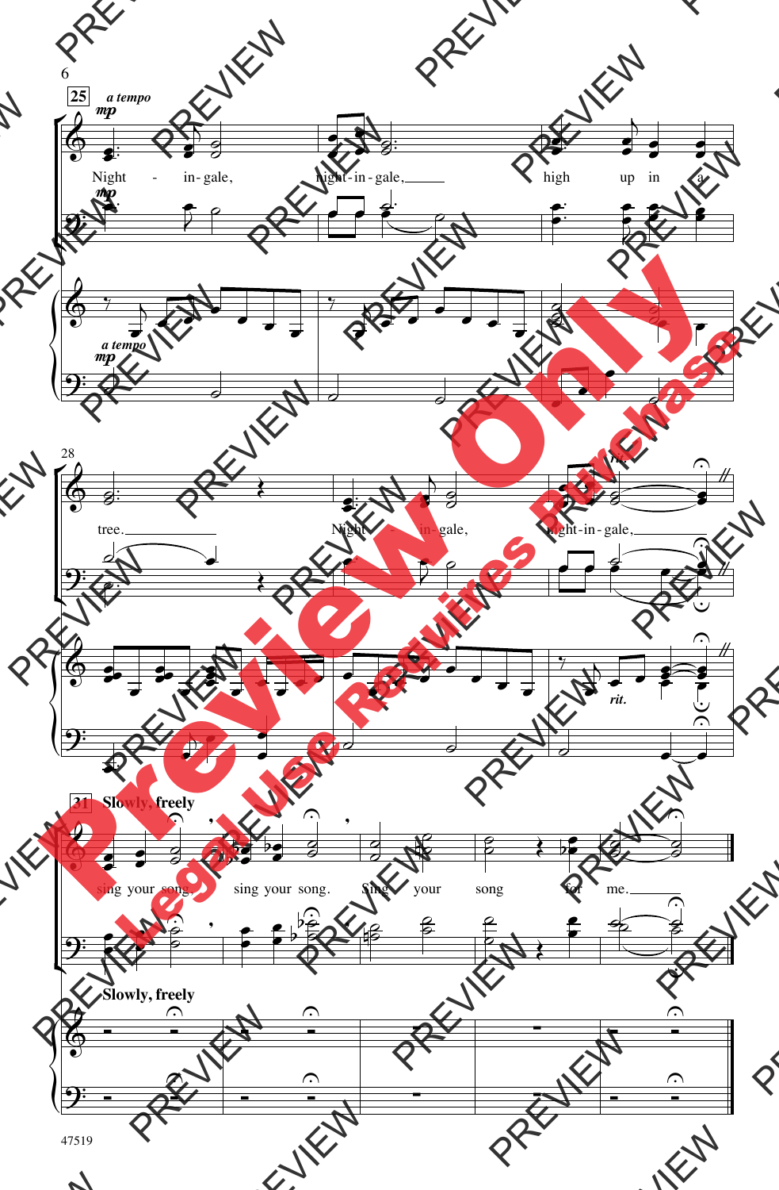**25** *a tempo*

*mp*

Night - in-gale, night-in-gale, high up in a

*mp*

*a tempo*

*mp*

28

tree. Night - in-gale, night-in-gale,

*rit.*

*rit.*

**31** **Slowly, freely**

sing your song, sing your song. Sing your song for me.

**Slowly, freely**

47519